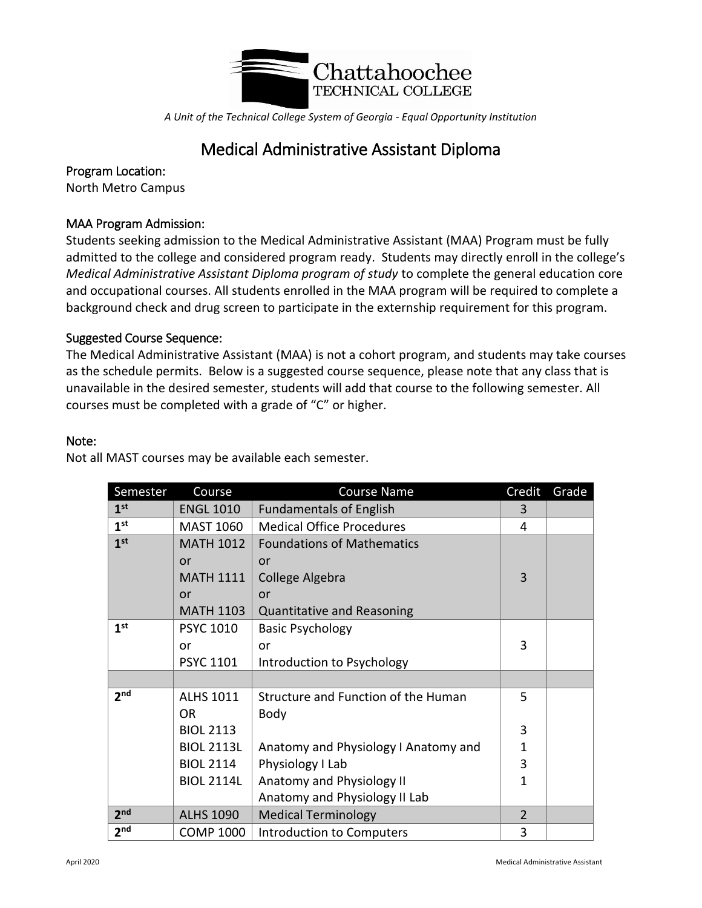Chattahoochee
TECHNICAL COLLEGE

*A Unit of the Technical College System of Georgia - Equal Opportunity Institution*

# Medical Administrative Assistant Diploma

## Program Location:

North Metro Campus

## MAA Program Admission:

Students seeking admission to the Medical Administrative Assistant (MAA) Program must be fully admitted to the college and considered program ready. Students may directly enroll in the college's *Medical Administrative Assistant Diploma program of study* to complete the general education core and occupational courses. All students enrolled in the MAA program will be required to complete a background check and drug screen to participate in the externship requirement for this program.

## Suggested Course Sequence:

The Medical Administrative Assistant (MAA) is not a cohort program, and students may take courses as the schedule permits. Below is a suggested course sequence, please note that any class that is unavailable in the desired semester, students will add that course to the following semester. All courses must be completed with a grade of "C" or higher.

## Note:

Not all MAST courses may be available each semester.

| Semester | Course | Course Name | Credit | Grade |
|---|---|---|---|---|
| 1st | ENGL 1010 | Fundamentals of English | 3 | |
| 1st | MAST 1060 | Medical Office Procedures | 4 | |
| 1st | MATH 1012<br>or<br>MATH 1111<br>or<br>MATH 1103 | Foundations of Mathematics<br>or<br>College Algebra<br>or<br>Quantitative and Reasoning | 3 | |
| 1st | PSYC 1010<br>or<br>PSYC 1101 | Basic Psychology<br>or<br>Introduction to Psychology | 3 | |
| | | | | |
| 2nd | ALHS 1011<br>OR<br>BIOL 2113<br>BIOL 2113L<br>BIOL 2114<br>BIOL 2114L | Structure and Function of the Human Body<br><br>Anatomy and Physiology I Anatomy and Physiology I Lab<br>Anatomy and Physiology II<br>Anatomy and Physiology II Lab | 5<br><br>3<br>1<br>3<br>1 | |
| 2nd | ALHS 1090 | Medical Terminology | 2 | |
| 2nd | COMP 1000 | Introduction to Computers | 3 | |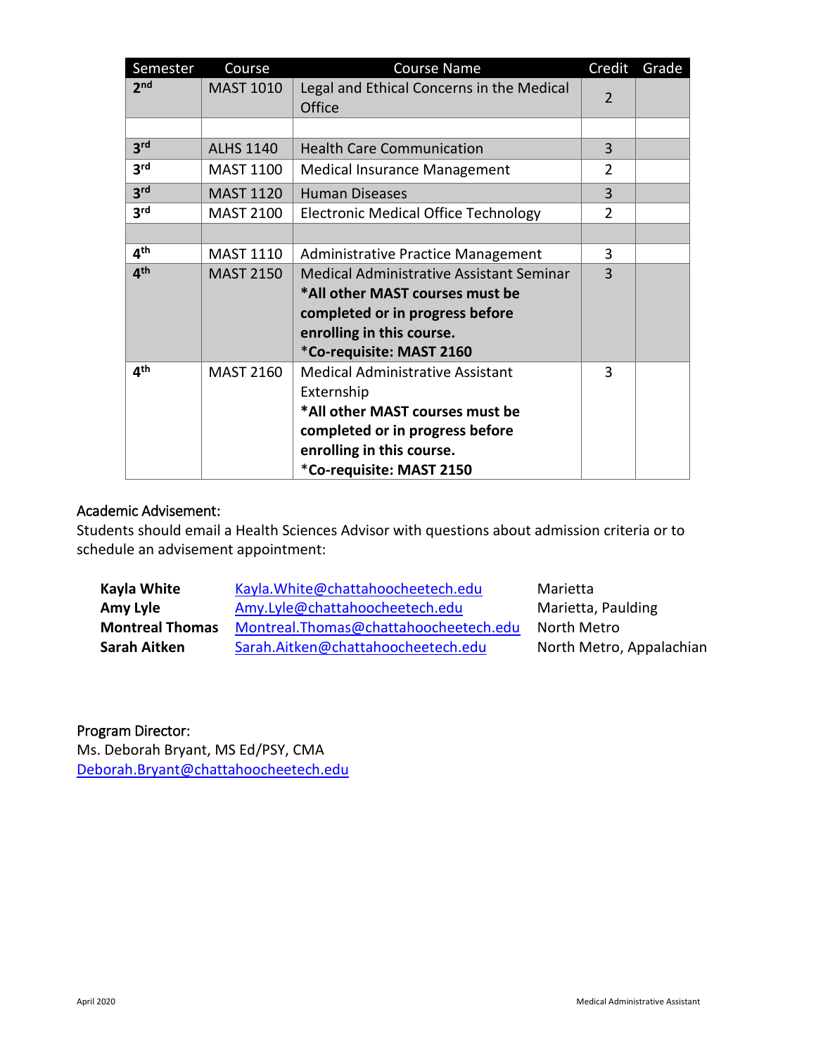| Semester | Course | Course Name | Credit | Grade |
|---|---|---|---|---|
| 2nd | MAST 1010 | Legal and Ethical Concerns in the Medical Office | 2 | |
| | | | | |
| 3rd | ALHS 1140 | Health Care Communication | 3 | |
| 3rd | MAST 1100 | Medical Insurance Management | 2 | |
| 3rd | MAST 1120 | Human Diseases | 3 | |
| 3rd | MAST 2100 | Electronic Medical Office Technology | 2 | |
| | | | | |
| 4th | MAST 1110 | Administrative Practice Management | 3 | |
| 4th | MAST 2150 | Medical Administrative Assistant Seminar **\*All other MAST courses must be completed or in progress before enrolling in this course.** **\*Co-requisite: MAST 2160** | 3 | |
| 4th | MAST 2160 | Medical Administrative Assistant Externship **\*All other MAST courses must be completed or in progress before enrolling in this course.** **\*Co-requisite: MAST 2150** | 3 | |

## Academic Advisement:

Students should email a Health Sciences Advisor with questions about admission criteria or to schedule an advisement appointment:

| | | |
|---|---|---|
| **Kayla White** | Kayla.White@chattahoocheetech.edu | Marietta |
| **Amy Lyle** | Amy.Lyle@chattahoocheetech.edu | Marietta, Paulding |
| **Montreal Thomas** | Montreal.Thomas@chattahoocheetech.edu | North Metro |
| **Sarah Aitken** | Sarah.Aitken@chattahoocheetech.edu | North Metro, Appalachian |

## Program Director:

Ms. Deborah Bryant, MS Ed/PSY, CMA
Deborah.Bryant@chattahoocheetech.edu